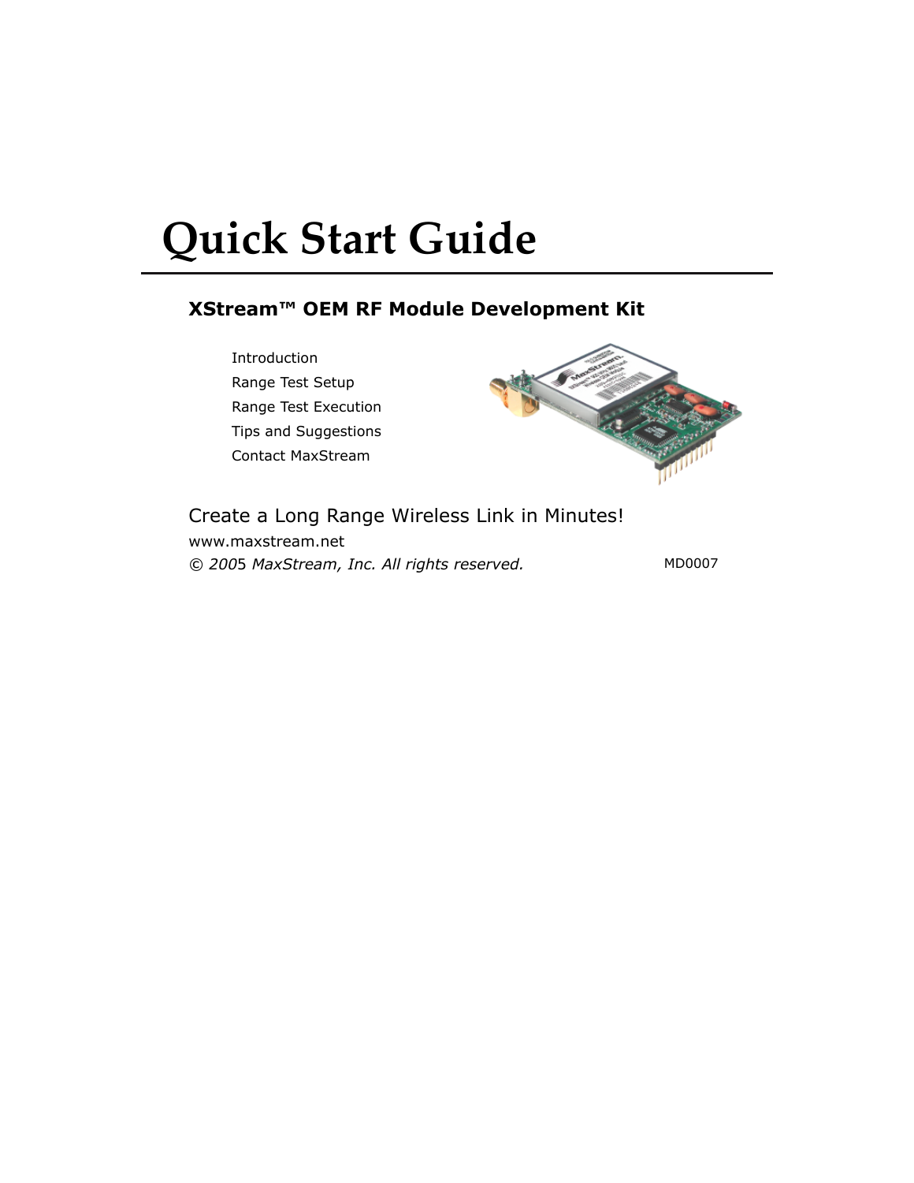# Quick Start Guide

## XStream™ OEM RF Module Development Kit

- Introduction
- Range Test Setup
- Range Test Execution
- Tips and Suggestions
- Contact MaxStream

Create a Long Range Wireless Link in Minutes!

www.maxstream.net

*© 2005 MaxStream, Inc. All rights reserved.*

MD0007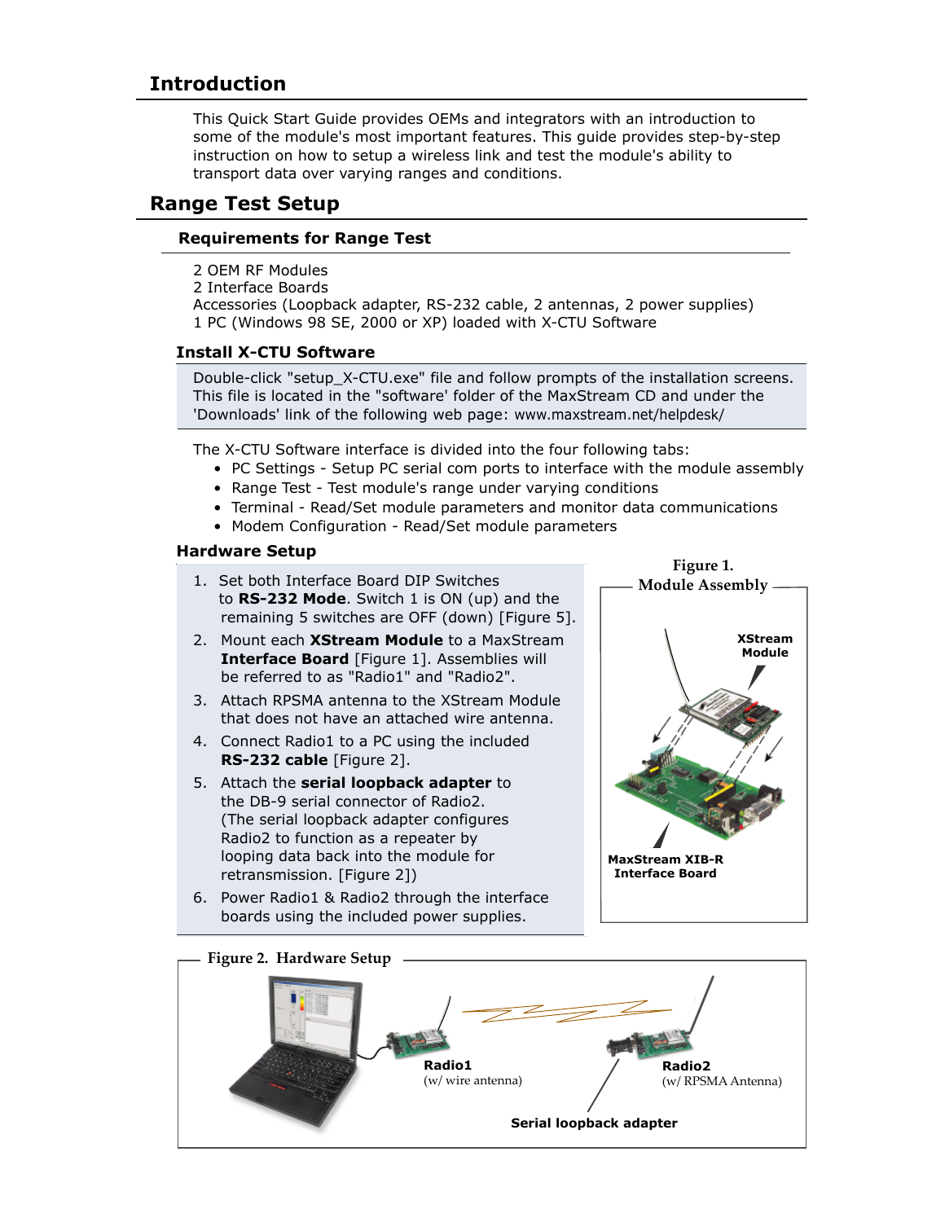## Introduction

This Quick Start Guide provides OEMs and integrators with an introduction to some of the module's most important features. This guide provides step-by-step instruction on how to setup a wireless link and test the module's ability to transport data over varying ranges and conditions.

## Range Test Setup

### Requirements for Range Test

2 OEM RF Modules
2 Interface Boards
Accessories (Loopback adapter, RS-232 cable, 2 antennas, 2 power supplies)
1 PC (Windows 98 SE, 2000 or XP) loaded with X-CTU Software

### Install X-CTU Software

Double-click "setup_X-CTU.exe" file and follow prompts of the installation screens. This file is located in the "software' folder of the MaxStream CD and under the 'Downloads' link of the following web page: www.maxstream.net/helpdesk/

The X-CTU Software interface is divided into the four following tabs:

- PC Settings - Setup PC serial com ports to interface with the module assembly
- Range Test - Test module's range under varying conditions
- Terminal - Read/Set module parameters and monitor data communications
- Modem Configuration - Read/Set module parameters

### Hardware Setup

1. Set both Interface Board DIP Switches to **RS-232 Mode**. Switch 1 is ON (up) and the remaining 5 switches are OFF (down) [Figure 5].
2. Mount each **XStream Module** to a MaxStream **Interface Board** [Figure 1]. Assemblies will be referred to as "Radio1" and "Radio2".
3. Attach RPSMA antenna to the XStream Module that does not have an attached wire antenna.
4. Connect Radio1 to a PC using the included **RS-232 cable** [Figure 2].
5. Attach the **serial loopback adapter** to the DB-9 serial connector of Radio2. (The serial loopback adapter configures Radio2 to function as a repeater by looping data back into the module for retransmission. [Figure 2])
6. Power Radio1 & Radio2 through the interface boards using the included power supplies.

**Figure 1. Module Assembly**

XStream Module
MaxStream XIB-R Interface Board

**Figure 2. Hardware Setup**

Radio1 (w/ wire antenna)
Radio2 (w/ RPSMA Antenna)
Serial loopback adapter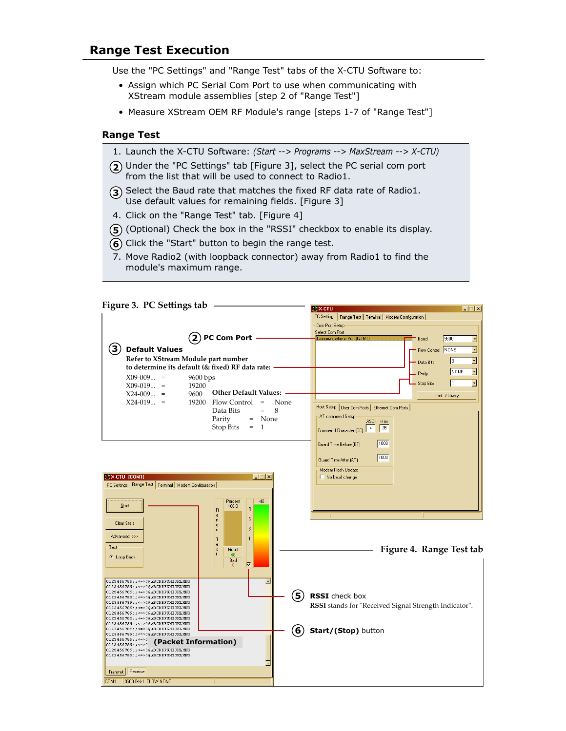## Range Test Execution

Use the "PC Settings" and "Range Test" tabs of the X-CTU Software to:

- Assign which PC Serial Com Port to use when communicating with XStream module assemblies [step 2 of "Range Test"]
- Measure XStream OEM RF Module's range [steps 1-7 of "Range Test"]

### Range Test

1. Launch the X-CTU Software: *(Start --> Programs --> MaxStream --> X-CTU)*
2. Under the "PC Settings" tab [Figure 3], select the PC serial com port from the list that will be used to connect to Radio1.
3. Select the Baud rate that matches the fixed RF data rate of Radio1. Use default values for remaining fields. [Figure 3]
4. Click on the "Range Test" tab. [Figure 4]
5. (Optional) Check the box in the "RSSI" checkbox to enable its display.
6. Click the "Start" button to begin the range test.
7. Move Radio2 (with loopback connector) away from Radio1 to find the module's maximum range.

**Figure 3. PC Settings tab**

(2) **PC Com Port**

(3) **Default Values**

**Refer to XStream Module part number to determine its default (& fixed) RF data rate:**

| | | |
|---|---|---|
| X09-009... | = | 9600 bps |
| X09-019... | = | 19200 |
| X24-009... | = | 9600 |
| X24-019... | = | 19200 |

**Other Default Values:**

| | | |
|---|---|---|
| Flow Control | = | None |
| Data Bits | = | 8 |
| Parity | = | None |
| Stop Bits | = | 1 |

**Figure 4. Range Test tab**

(5) **RSSI** check box

**RSSI** stands for "Received Signal Strength Indicator".

(6) **Start/(Stop)** button

**(Packet Information)**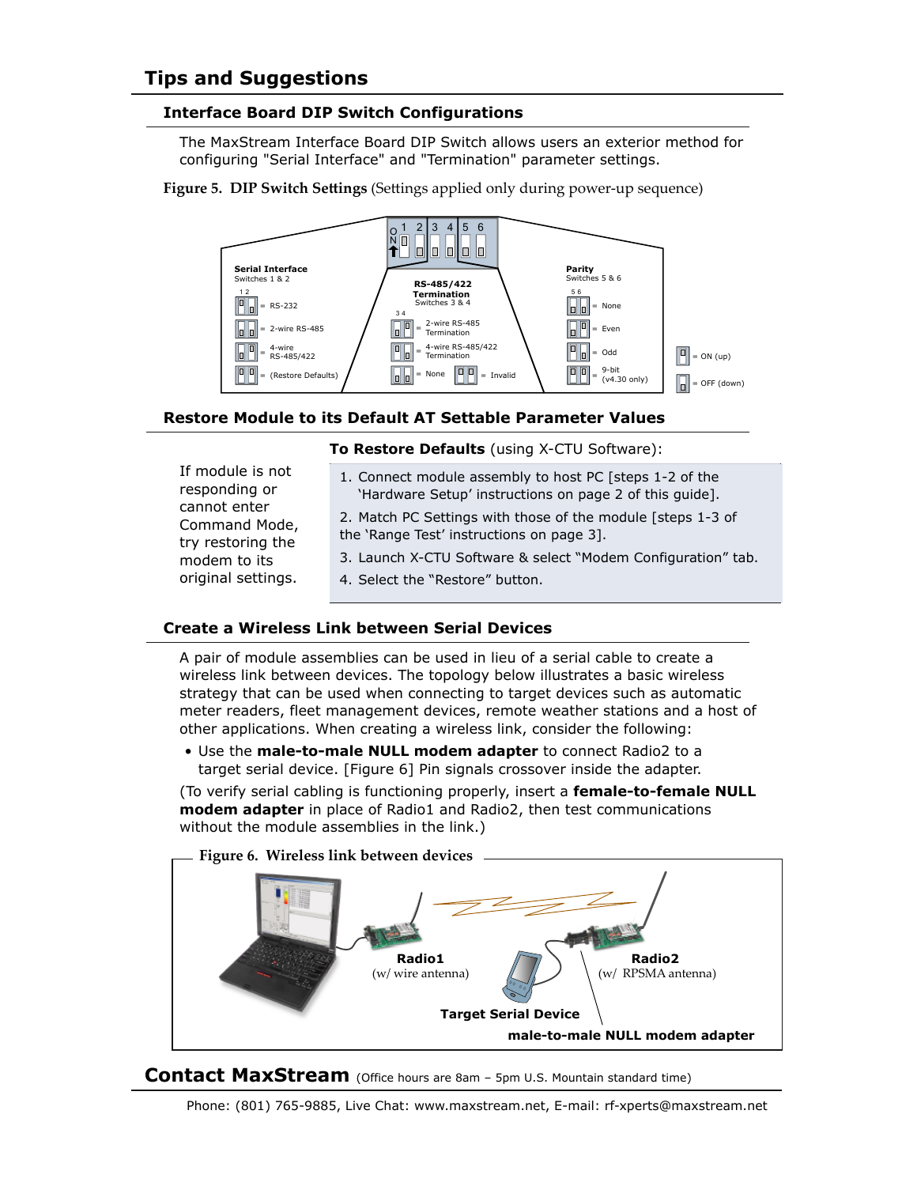## Tips and Suggestions

### Interface Board DIP Switch Configurations

The MaxStream Interface Board DIP Switch allows users an exterior method for configuring "Serial Interface" and "Termination" parameter settings.

**Figure 5. DIP Switch Settings** (Settings applied only during power-up sequence)

ON
1 2 3 4 5 6

**Serial Interface**
Switches 1 & 2
1 2
= RS-232
= 2-wire RS-485
= 4-wire RS-485/422
= (Restore Defaults)

**RS-485/422 Termination**
Switches 3 & 4
3 4
= 2-wire RS-485 Termination
= 4-wire RS-485/422 Termination
= None
= Invalid

**Parity**
Switches 5 & 6
5 6
= None
= Even
= Odd
= 9-bit (v4.30 only)

= ON (up)
= OFF (down)

### Restore Module to its Default AT Settable Parameter Values

If module is not responding or cannot enter Command Mode, try restoring the modem to its original settings.

**To Restore Defaults** (using X-CTU Software):

1. Connect module assembly to host PC [steps 1-2 of the 'Hardware Setup' instructions on page 2 of this guide].
2. Match PC Settings with those of the module [steps 1-3 of the 'Range Test' instructions on page 3].
3. Launch X-CTU Software & select "Modem Configuration" tab.
4. Select the "Restore" button.

### Create a Wireless Link between Serial Devices

A pair of module assemblies can be used in lieu of a serial cable to create a wireless link between devices. The topology below illustrates a basic wireless strategy that can be used when connecting to target devices such as automatic meter readers, fleet management devices, remote weather stations and a host of other applications. When creating a wireless link, consider the following:

- Use the **male-to-male NULL modem adapter** to connect Radio2 to a target serial device. [Figure 6] Pin signals crossover inside the adapter.

(To verify serial cabling is functioning properly, insert a **female-to-female NULL modem adapter** in place of Radio1 and Radio2, then test communications without the module assemblies in the link.)

**Figure 6. Wireless link between devices**

**Radio1**
(w/ wire antenna)

**Radio2**
(w/ RPSMA antenna)

**Target Serial Device**

**male-to-male NULL modem adapter**

## Contact MaxStream (Office hours are 8am – 5pm U.S. Mountain standard time)

Phone: (801) 765-9885, Live Chat: www.maxstream.net, E-mail: rf-xperts@maxstream.net